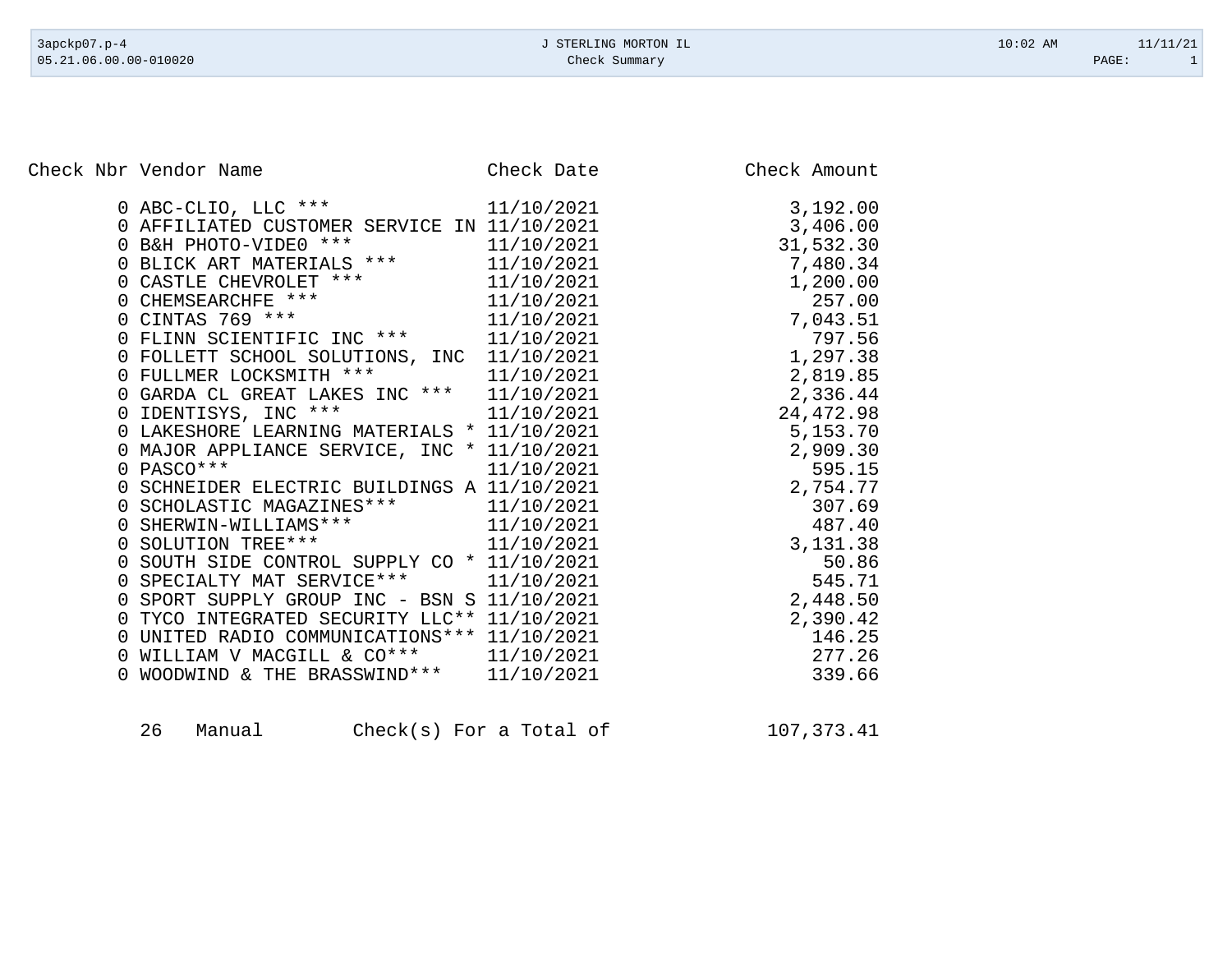J STERLING MORTON IL

Check Summary

| Check Nbr | Vendor Name | Check Date | Check Amount |
|---|---|---|---|
| 0 | ABC-CLIO, LLC *** | 11/10/2021 | 3,192.00 |
| 0 | AFFILIATED CUSTOMER SERVICE IN | 11/10/2021 | 3,406.00 |
| 0 | B&H PHOTO-VIDE0 *** | 11/10/2021 | 31,532.30 |
| 0 | BLICK ART MATERIALS *** | 11/10/2021 | 7,480.34 |
| 0 | CASTLE CHEVROLET *** | 11/10/2021 | 1,200.00 |
| 0 | CHEMSEARCHFE *** | 11/10/2021 | 257.00 |
| 0 | CINTAS 769 *** | 11/10/2021 | 7,043.51 |
| 0 | FLINN SCIENTIFIC INC *** | 11/10/2021 | 797.56 |
| 0 | FOLLETT SCHOOL SOLUTIONS, INC | 11/10/2021 | 1,297.38 |
| 0 | FULLMER LOCKSMITH *** | 11/10/2021 | 2,819.85 |
| 0 | GARDA CL GREAT LAKES INC *** | 11/10/2021 | 2,336.44 |
| 0 | IDENTISYS, INC *** | 11/10/2021 | 24,472.98 |
| 0 | LAKESHORE LEARNING MATERIALS * | 11/10/2021 | 5,153.70 |
| 0 | MAJOR APPLIANCE SERVICE, INC * | 11/10/2021 | 2,909.30 |
| 0 | PASCO*** | 11/10/2021 | 595.15 |
| 0 | SCHNEIDER ELECTRIC BUILDINGS A | 11/10/2021 | 2,754.77 |
| 0 | SCHOLASTIC MAGAZINES*** | 11/10/2021 | 307.69 |
| 0 | SHERWIN-WILLIAMS*** | 11/10/2021 | 487.40 |
| 0 | SOLUTION TREE*** | 11/10/2021 | 3,131.38 |
| 0 | SOUTH SIDE CONTROL SUPPLY CO * | 11/10/2021 | 50.86 |
| 0 | SPECIALTY MAT SERVICE*** | 11/10/2021 | 545.71 |
| 0 | SPORT SUPPLY GROUP INC - BSN S | 11/10/2021 | 2,448.50 |
| 0 | TYCO INTEGRATED SECURITY LLC** | 11/10/2021 | 2,390.42 |
| 0 | UNITED RADIO COMMUNICATIONS*** | 11/10/2021 | 146.25 |
| 0 | WILLIAM V MACGILL & CO*** | 11/10/2021 | 277.26 |
| 0 | WOODWIND & THE BRASSWIND*** | 11/10/2021 | 339.66 |

26 Manual Check(s) For a Total of 107,373.41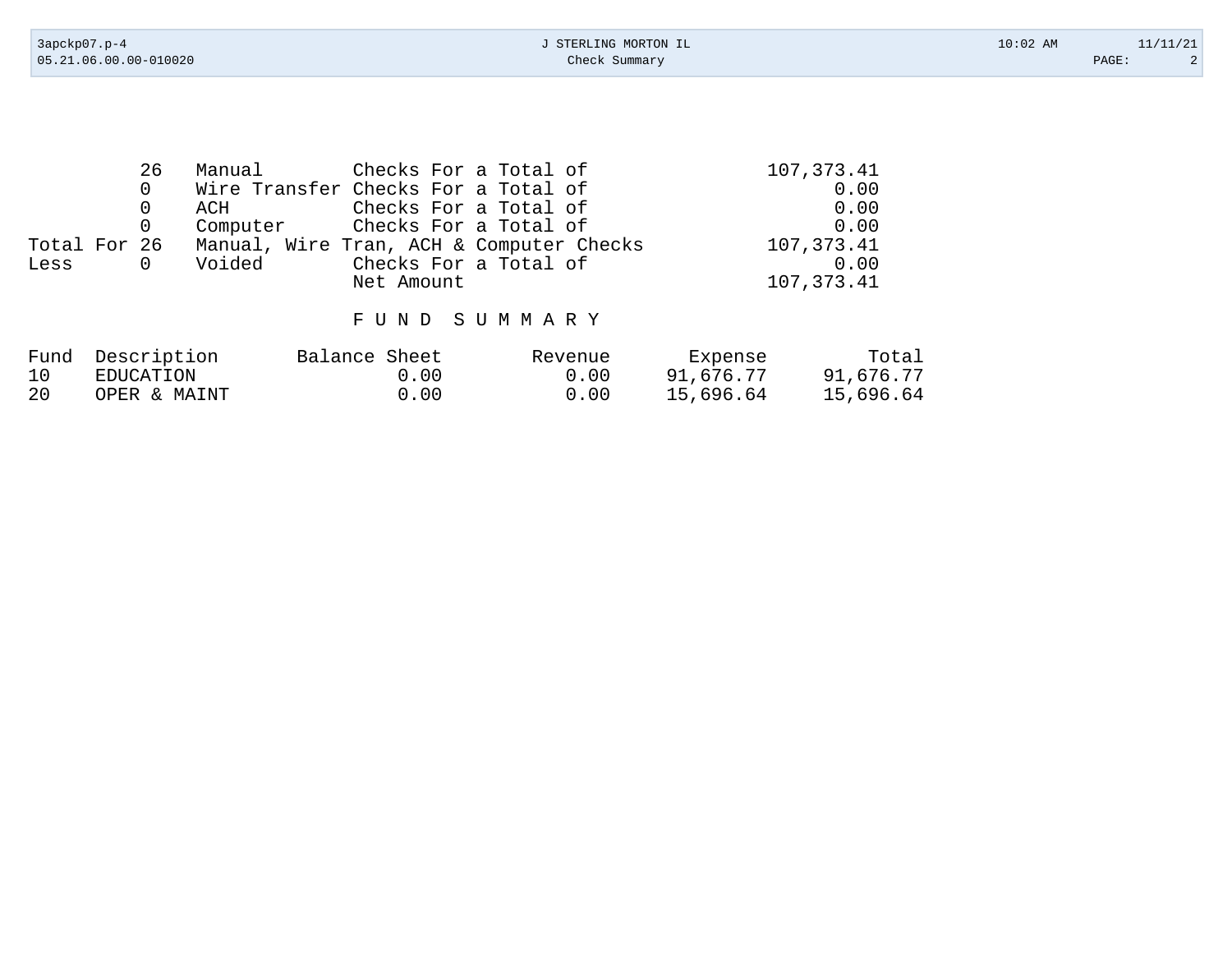| | | | |
|---|---|---|---|
| 26 | Manual | Checks For a Total of | 107,373.41 |
| 0 | Wire Transfer | Checks For a Total of | 0.00 |
| 0 | ACH | Checks For a Total of | 0.00 |
| 0 | Computer | Checks For a Total of | 0.00 |
| Total For 26 | Manual, Wire Tran, ACH & Computer Checks | | 107,373.41 |
| Less 0 | Voided | Checks For a Total of | 0.00 |
| | | Net Amount | 107,373.41 |

## F U N D S U M M A R Y

| Fund | Description | Balance Sheet | Revenue | Expense | Total |
|---|---|---|---|---|---|
| 10 | EDUCATION | 0.00 | 0.00 | 91,676.77 | 91,676.77 |
| 20 | OPER & MAINT | 0.00 | 0.00 | 15,696.64 | 15,696.64 |